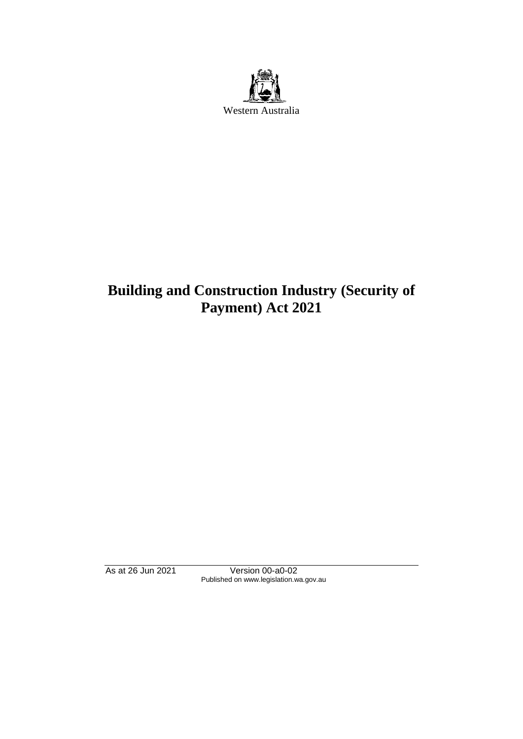Western Australia

# Building and Construction Industry (Security of Payment) Act 2021

As at 26 Jun 2021 Version 00-a0-02
Published on www.legislation.wa.gov.au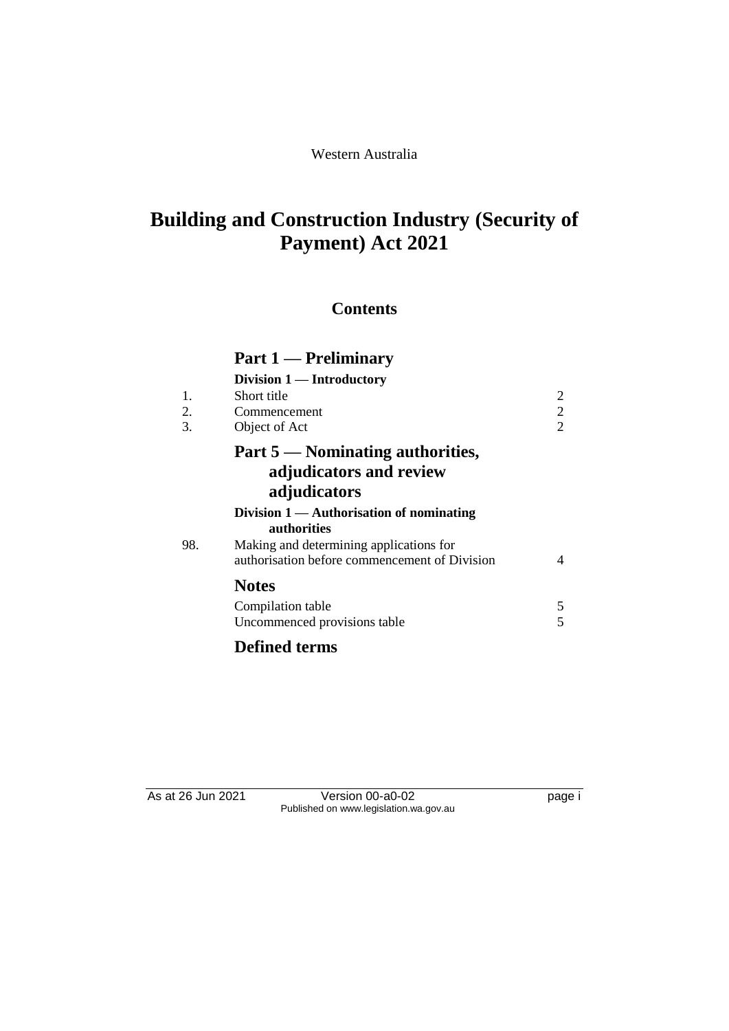Western Australia

# Building and Construction Industry (Security of Payment) Act 2021

## Contents

### Part 1 — Preliminary

**Division 1 — Introductory**

| | | |
|---|---|---|
| 1. | Short title | 2 |
| 2. | Commencement | 2 |
| 3. | Object of Act | 2 |

### Part 5 — Nominating authorities, adjudicators and review adjudicators

**Division 1 — Authorisation of nominating authorities**

| | | |
|---|---|---|
| 98. | Making and determining applications for authorisation before commencement of Division | 4 |

### Notes

| | |
|---|---|
| Compilation table | 5 |
| Uncommenced provisions table | 5 |

### Defined terms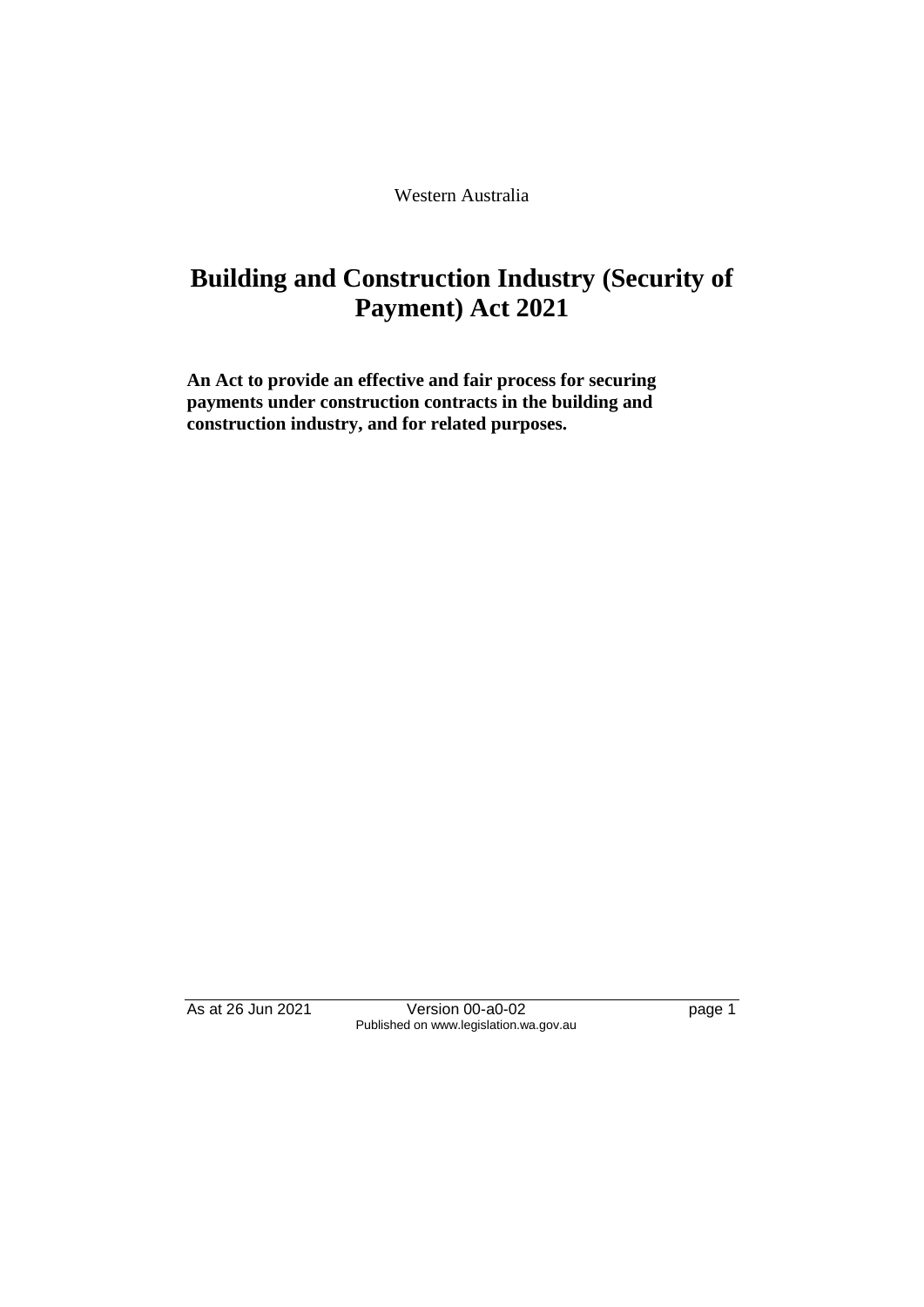Western Australia

# Building and Construction Industry (Security of Payment) Act 2021

**An Act to provide an effective and fair process for securing payments under construction contracts in the building and construction industry, and for related purposes.**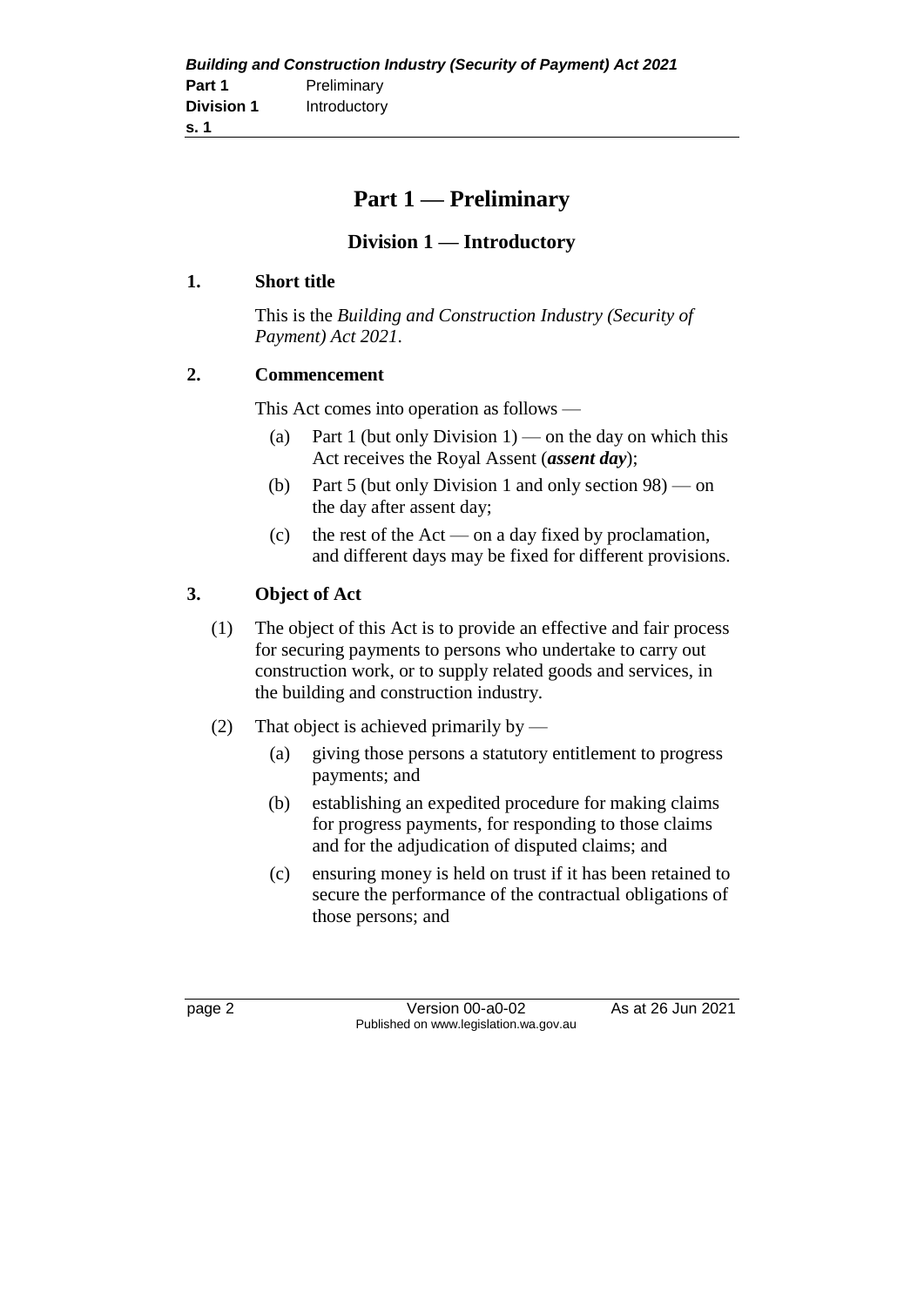# Part 1 — Preliminary

## Division 1 — Introductory

### 1. Short title

This is the *Building and Construction Industry (Security of Payment) Act 2021*.

### 2. Commencement

This Act comes into operation as follows —

(a) Part 1 (but only Division 1) — on the day on which this Act receives the Royal Assent (***assent day***);

(b) Part 5 (but only Division 1 and only section 98) — on the day after assent day;

(c) the rest of the Act — on a day fixed by proclamation, and different days may be fixed for different provisions.

### 3. Object of Act

(1) The object of this Act is to provide an effective and fair process for securing payments to persons who undertake to carry out construction work, or to supply related goods and services, in the building and construction industry.

(2) That object is achieved primarily by —

(a) giving those persons a statutory entitlement to progress payments; and

(b) establishing an expedited procedure for making claims for progress payments, for responding to those claims and for the adjudication of disputed claims; and

(c) ensuring money is held on trust if it has been retained to secure the performance of the contractual obligations of those persons; and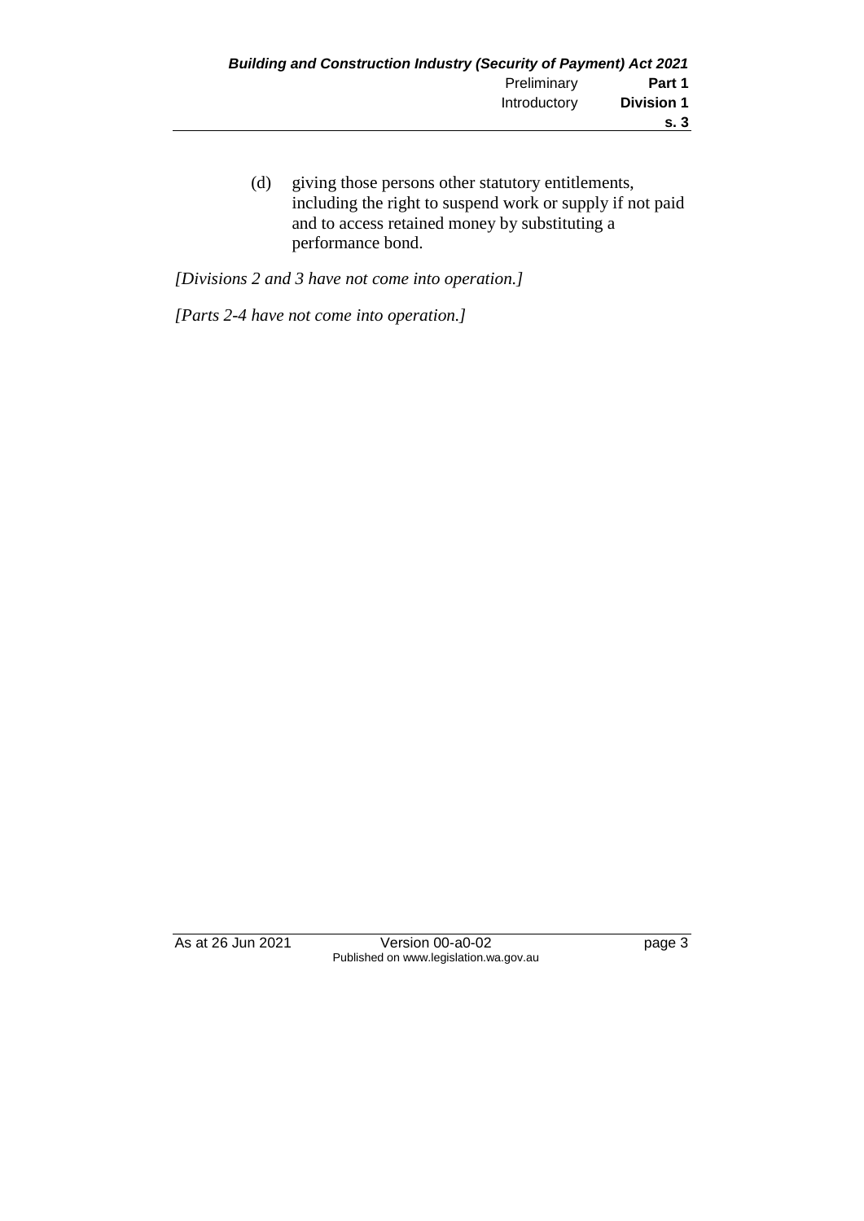(d) giving those persons other statutory entitlements, including the right to suspend work or supply if not paid and to access retained money by substituting a performance bond.

*[Divisions 2 and 3 have not come into operation.]*

*[Parts 2-4 have not come into operation.]*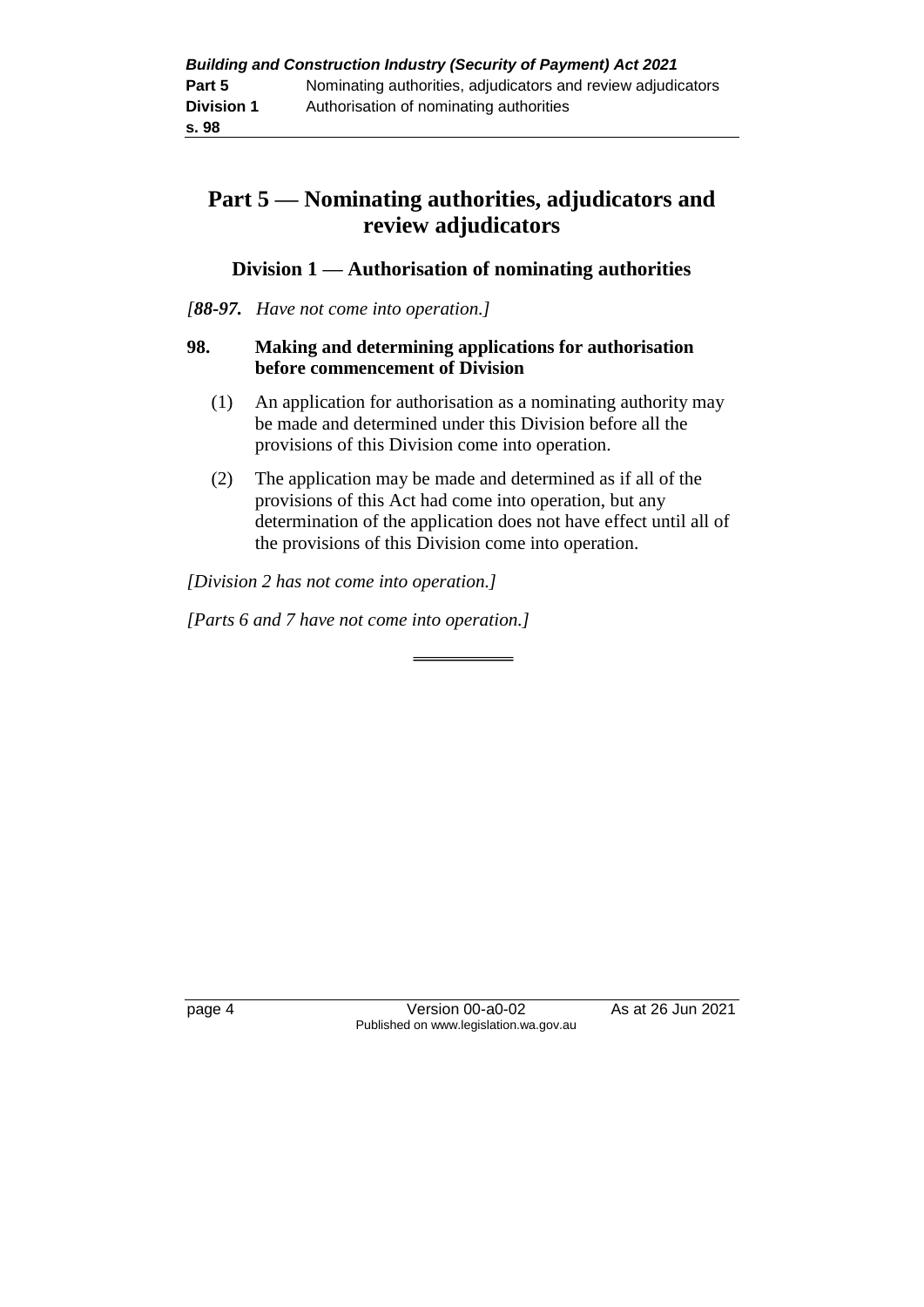# Part 5 — Nominating authorities, adjudicators and review adjudicators

## Division 1 — Authorisation of nominating authorities

*[**88-97.** Have not come into operation.]*

### 98. Making and determining applications for authorisation before commencement of Division

(1) An application for authorisation as a nominating authority may be made and determined under this Division before all the provisions of this Division come into operation.

(2) The application may be made and determined as if all of the provisions of this Act had come into operation, but any determination of the application does not have effect until all of the provisions of this Division come into operation.

*[Division 2 has not come into operation.]*

*[Parts 6 and 7 have not come into operation.]*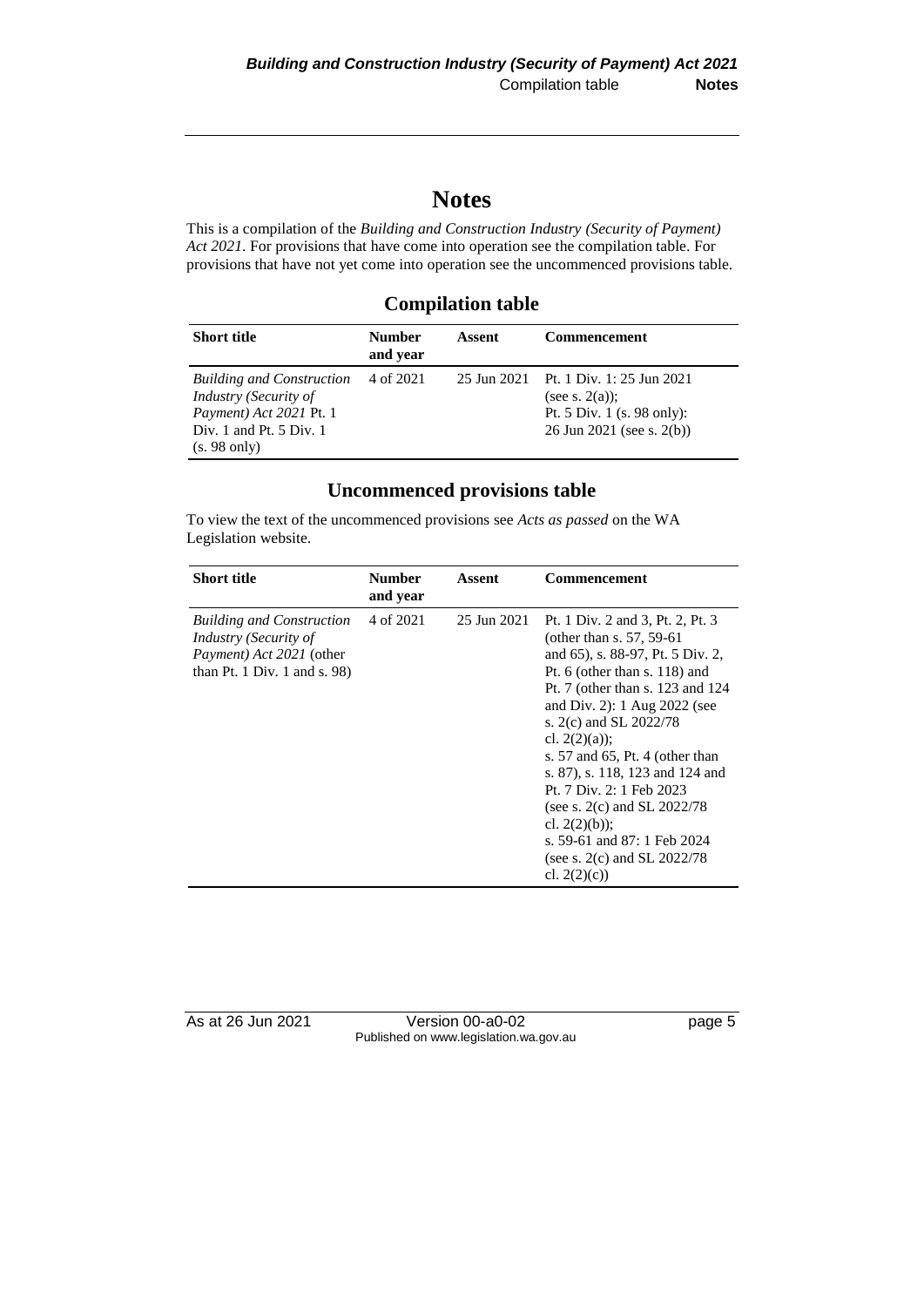# Notes

This is a compilation of the *Building and Construction Industry (Security of Payment) Act 2021*. For provisions that have come into operation see the compilation table. For provisions that have not yet come into operation see the uncommenced provisions table.

## Compilation table

| Short title | Number and year | Assent | Commencement |
|---|---|---|---|
| *Building and Construction Industry (Security of Payment) Act 2021* Pt. 1 Div. 1 and Pt. 5 Div. 1 (s. 98 only) | 4 of 2021 | 25 Jun 2021 | Pt. 1 Div. 1: 25 Jun 2021 (see s. 2(a)); Pt. 5 Div. 1 (s. 98 only): 26 Jun 2021 (see s. 2(b)) |

## Uncommenced provisions table

To view the text of the uncommenced provisions see *Acts as passed* on the WA Legislation website.

| Short title | Number and year | Assent | Commencement |
|---|---|---|---|
| *Building and Construction Industry (Security of Payment) Act 2021* (other than Pt. 1 Div. 1 and s. 98) | 4 of 2021 | 25 Jun 2021 | Pt. 1 Div. 2 and 3, Pt. 2, Pt. 3 (other than s. 57, 59-61 and 65), s. 88-97, Pt. 5 Div. 2, Pt. 6 (other than s. 118) and Pt. 7 (other than s. 123 and 124 and Div. 2): 1 Aug 2022 (see s. 2(c) and SL 2022/78 cl. 2(2)(a)); s. 57 and 65, Pt. 4 (other than s. 87), s. 118, 123 and 124 and Pt. 7 Div. 2: 1 Feb 2023 (see s. 2(c) and SL 2022/78 cl. 2(2)(b)); s. 59-61 and 87: 1 Feb 2024 (see s. 2(c) and SL 2022/78 cl. 2(2)(c)) |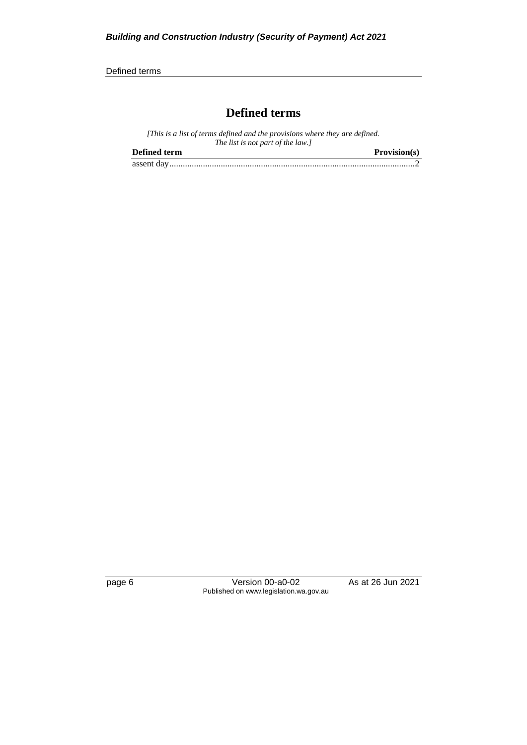# Defined terms

*[This is a list of terms defined and the provisions where they are defined. The list is not part of the law.]*

| Defined term | Provision(s) |
|---|---|
| assent day | 2 |